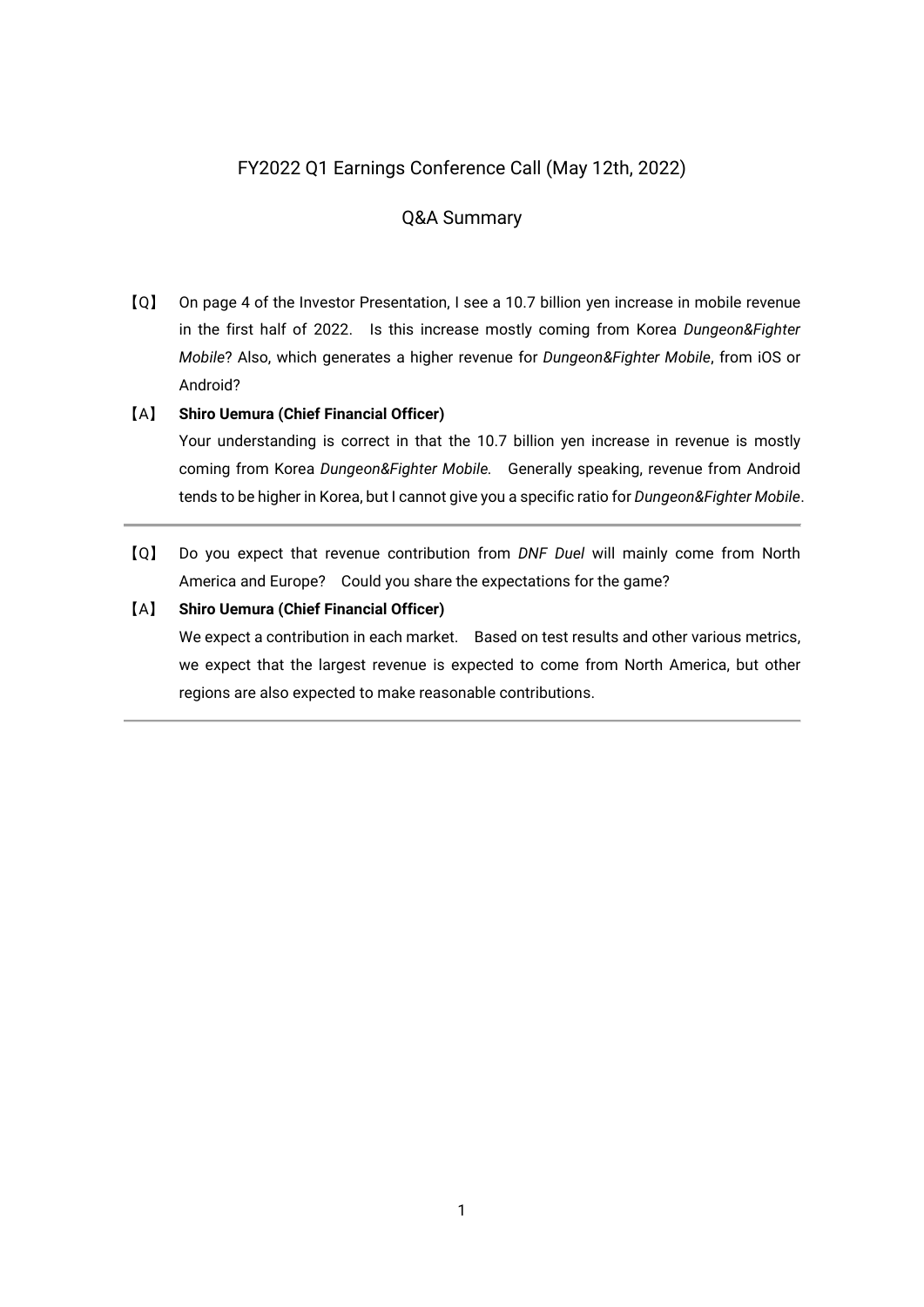# FY2022 Q1 Earnings Conference Call (May 12th, 2022)

## Q&A Summary

【Q】 On page 4 of the Investor Presentation, I see a 10.7 billion yen increase in mobile revenue in the first half of 2022. Is this increase mostly coming from Korea *Dungeon&Fighter Mobile*? Also, which generates a higher revenue for *Dungeon&Fighter Mobile*, from iOS or Android?

【A】 **Shiro Uemura (Chief Financial Officer)**

Your understanding is correct in that the 10.7 billion yen increase in revenue is mostly coming from Korea *Dungeon&Fighter Mobile.* Generally speaking, revenue from Android tends to be higher in Korea, but I cannot give you a specific ratio for *Dungeon&Fighter Mobile*.

---

【Q】 Do you expect that revenue contribution from *DNF Duel* will mainly come from North America and Europe? Could you share the expectations for the game?

【A】 **Shiro Uemura (Chief Financial Officer)**

We expect a contribution in each market. Based on test results and other various metrics, we expect that the largest revenue is expected to come from North America, but other regions are also expected to make reasonable contributions.

---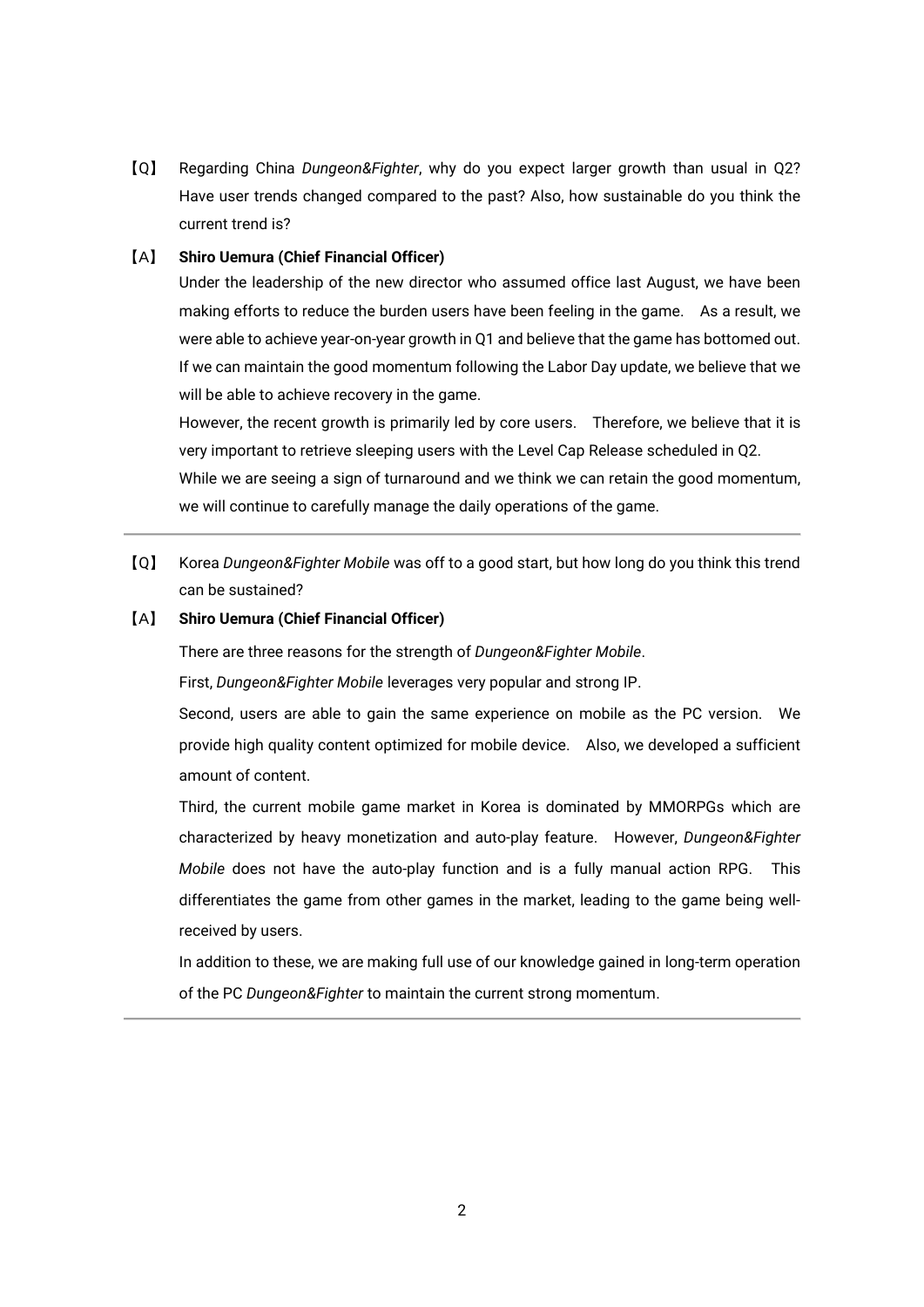【Q】 Regarding China *Dungeon&Fighter*, why do you expect larger growth than usual in Q2? Have user trends changed compared to the past? Also, how sustainable do you think the current trend is?

【A】 **Shiro Uemura (Chief Financial Officer)**

Under the leadership of the new director who assumed office last August, we have been making efforts to reduce the burden users have been feeling in the game. As a result, we were able to achieve year-on-year growth in Q1 and believe that the game has bottomed out. If we can maintain the good momentum following the Labor Day update, we believe that we will be able to achieve recovery in the game.

However, the recent growth is primarily led by core users. Therefore, we believe that it is very important to retrieve sleeping users with the Level Cap Release scheduled in Q2.

While we are seeing a sign of turnaround and we think we can retain the good momentum, we will continue to carefully manage the daily operations of the game.

---

【Q】 Korea *Dungeon&Fighter Mobile* was off to a good start, but how long do you think this trend can be sustained?

【A】 **Shiro Uemura (Chief Financial Officer)**

There are three reasons for the strength of *Dungeon&Fighter Mobile*.

First, *Dungeon&Fighter Mobile* leverages very popular and strong IP.

Second, users are able to gain the same experience on mobile as the PC version. We provide high quality content optimized for mobile device. Also, we developed a sufficient amount of content.

Third, the current mobile game market in Korea is dominated by MMORPGs which are characterized by heavy monetization and auto-play feature. However, *Dungeon&Fighter Mobile* does not have the auto-play function and is a fully manual action RPG. This differentiates the game from other games in the market, leading to the game being well-received by users.

In addition to these, we are making full use of our knowledge gained in long-term operation of the PC *Dungeon&Fighter* to maintain the current strong momentum.

---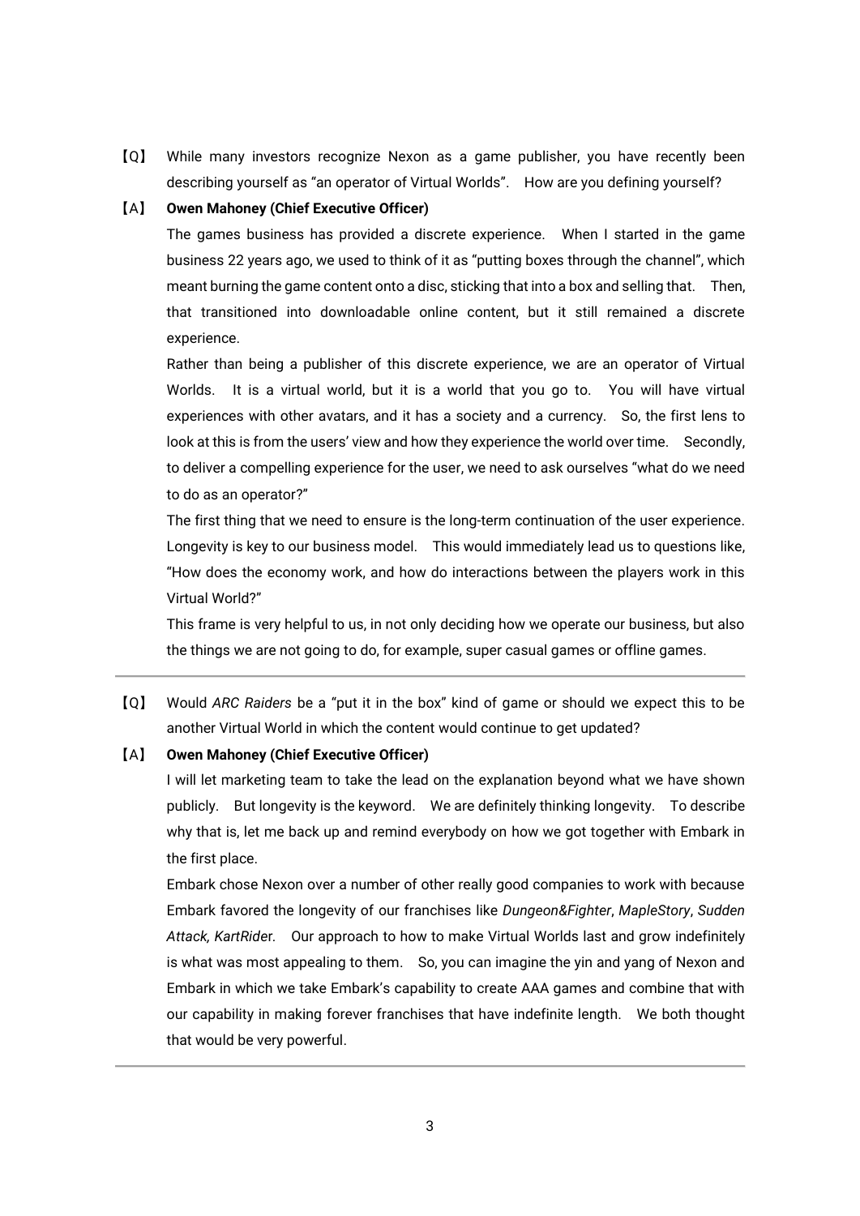【Q】 While many investors recognize Nexon as a game publisher, you have recently been describing yourself as "an operator of Virtual Worlds". How are you defining yourself?

【A】 **Owen Mahoney (Chief Executive Officer)**

The games business has provided a discrete experience. When I started in the game business 22 years ago, we used to think of it as "putting boxes through the channel", which meant burning the game content onto a disc, sticking that into a box and selling that. Then, that transitioned into downloadable online content, but it still remained a discrete experience.

Rather than being a publisher of this discrete experience, we are an operator of Virtual Worlds. It is a virtual world, but it is a world that you go to. You will have virtual experiences with other avatars, and it has a society and a currency. So, the first lens to look at this is from the users' view and how they experience the world over time. Secondly, to deliver a compelling experience for the user, we need to ask ourselves "what do we need to do as an operator?"

The first thing that we need to ensure is the long-term continuation of the user experience. Longevity is key to our business model. This would immediately lead us to questions like, "How does the economy work, and how do interactions between the players work in this Virtual World?"

This frame is very helpful to us, in not only deciding how we operate our business, but also the things we are not going to do, for example, super casual games or offline games.

---

【Q】 Would *ARC Raiders* be a "put it in the box" kind of game or should we expect this to be another Virtual World in which the content would continue to get updated?

【A】 **Owen Mahoney (Chief Executive Officer)**

I will let marketing team to take the lead on the explanation beyond what we have shown publicly. But longevity is the keyword. We are definitely thinking longevity. To describe why that is, let me back up and remind everybody on how we got together with Embark in the first place.

Embark chose Nexon over a number of other really good companies to work with because Embark favored the longevity of our franchises like *Dungeon&Fighter*, *MapleStory*, *Sudden Attack, KartRide*r. Our approach to how to make Virtual Worlds last and grow indefinitely is what was most appealing to them. So, you can imagine the yin and yang of Nexon and Embark in which we take Embark's capability to create AAA games and combine that with our capability in making forever franchises that have indefinite length. We both thought that would be very powerful.

---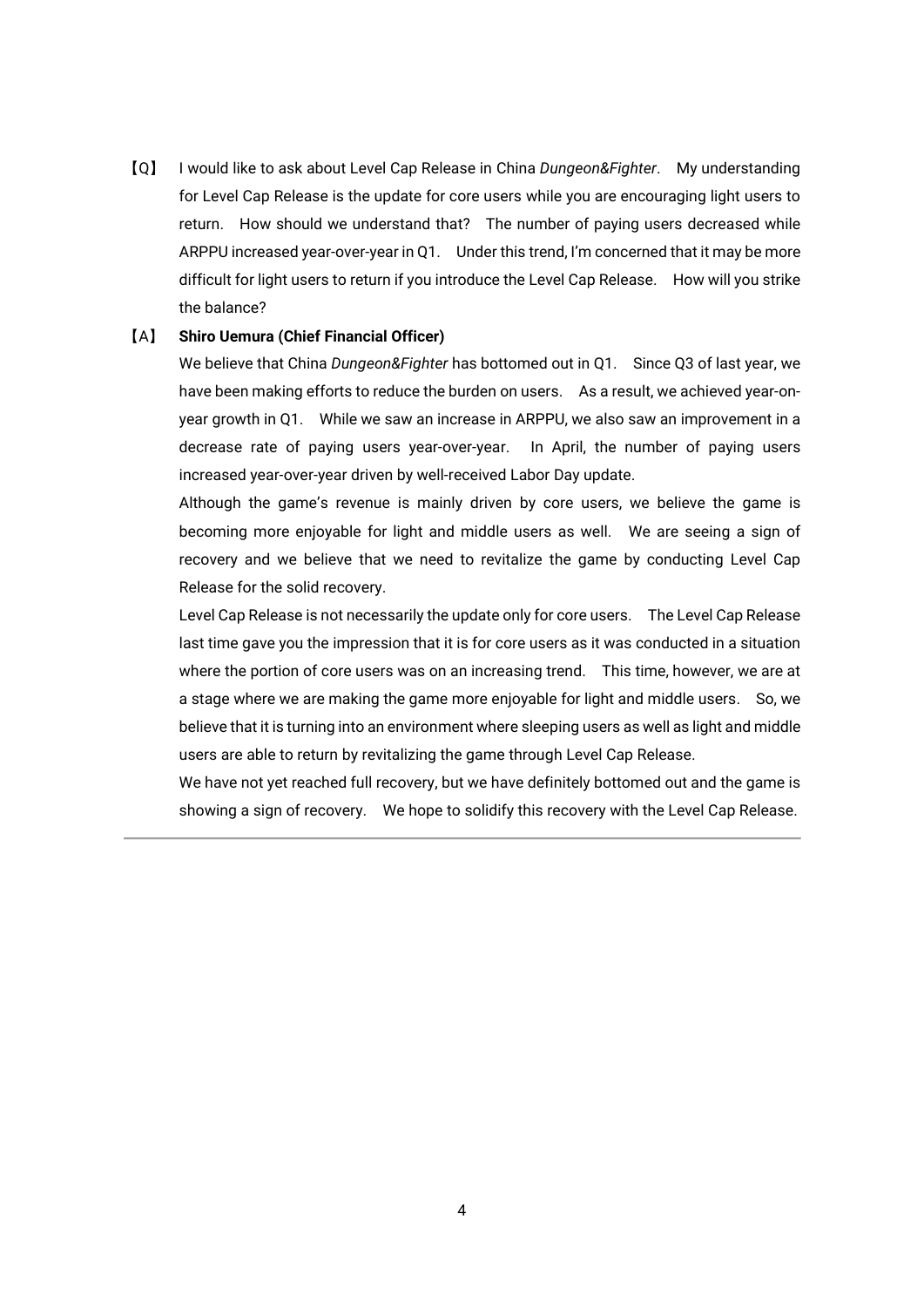【Q】 I would like to ask about Level Cap Release in China *Dungeon&Fighter*. My understanding for Level Cap Release is the update for core users while you are encouraging light users to return. How should we understand that? The number of paying users decreased while ARPPU increased year-over-year in Q1. Under this trend, I'm concerned that it may be more difficult for light users to return if you introduce the Level Cap Release. How will you strike the balance?

【A】 **Shiro Uemura (Chief Financial Officer)**

We believe that China *Dungeon&Fighter* has bottomed out in Q1. Since Q3 of last year, we have been making efforts to reduce the burden on users. As a result, we achieved year-on-year growth in Q1. While we saw an increase in ARPPU, we also saw an improvement in a decrease rate of paying users year-over-year. In April, the number of paying users increased year-over-year driven by well-received Labor Day update.

Although the game's revenue is mainly driven by core users, we believe the game is becoming more enjoyable for light and middle users as well. We are seeing a sign of recovery and we believe that we need to revitalize the game by conducting Level Cap Release for the solid recovery.

Level Cap Release is not necessarily the update only for core users. The Level Cap Release last time gave you the impression that it is for core users as it was conducted in a situation where the portion of core users was on an increasing trend. This time, however, we are at a stage where we are making the game more enjoyable for light and middle users. So, we believe that it is turning into an environment where sleeping users as well as light and middle users are able to return by revitalizing the game through Level Cap Release.

We have not yet reached full recovery, but we have definitely bottomed out and the game is showing a sign of recovery. We hope to solidify this recovery with the Level Cap Release.

---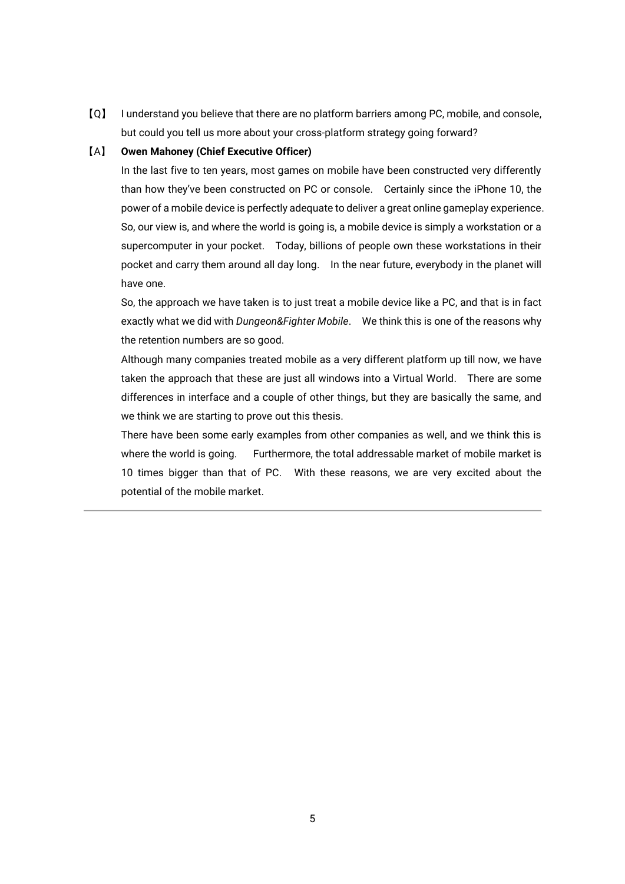【Q】 I understand you believe that there are no platform barriers among PC, mobile, and console, but could you tell us more about your cross-platform strategy going forward?

【A】 **Owen Mahoney (Chief Executive Officer)**

In the last five to ten years, most games on mobile have been constructed very differently than how they've been constructed on PC or console. Certainly since the iPhone 10, the power of a mobile device is perfectly adequate to deliver a great online gameplay experience. So, our view is, and where the world is going is, a mobile device is simply a workstation or a supercomputer in your pocket. Today, billions of people own these workstations in their pocket and carry them around all day long. In the near future, everybody in the planet will have one.

So, the approach we have taken is to just treat a mobile device like a PC, and that is in fact exactly what we did with *Dungeon&Fighter Mobile*. We think this is one of the reasons why the retention numbers are so good.

Although many companies treated mobile as a very different platform up till now, we have taken the approach that these are just all windows into a Virtual World. There are some differences in interface and a couple of other things, but they are basically the same, and we think we are starting to prove out this thesis.

There have been some early examples from other companies as well, and we think this is where the world is going. Furthermore, the total addressable market of mobile market is 10 times bigger than that of PC. With these reasons, we are very excited about the potential of the mobile market.

---